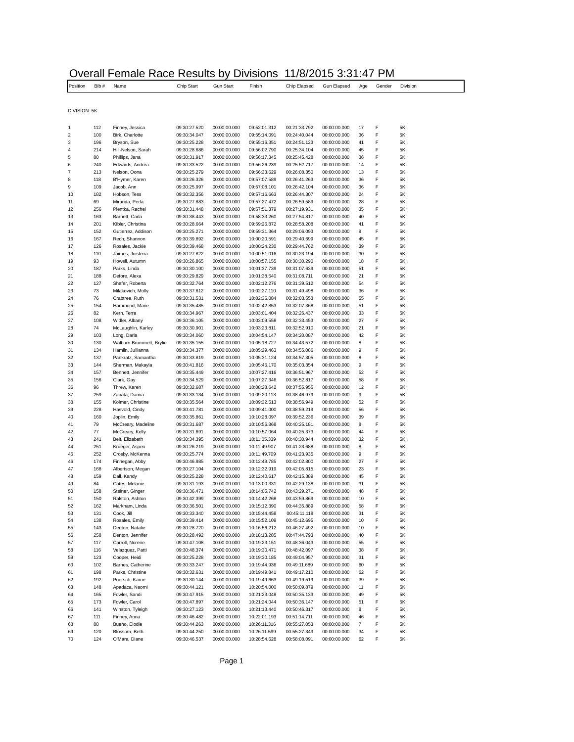# Overall Female Race Results by Divisions 11/8/2015 3:31:47 PM

DIVISION: 5K

| Position | Bib # | Name | Chip Start | Gun Start | Finish | Chip Elapsed | Gun Elapsed | Age | Gender | Division |
|---|---|---|---|---|---|---|---|---|---|---|
| 1 | 112 | Finney, Jessica | 09:30:27.520 | 00:00:00.000 | 09:52:01.312 | 00:21:33.792 | 00:00:00.000 | 17 | F | 5K |
| 2 | 100 | Birk, Charlotte | 09:30:34.047 | 00:00:00.000 | 09:55:14.091 | 00:24:40.044 | 00:00:00.000 | 36 | F | 5K |
| 3 | 196 | Bryson, Sue | 09:30:25.228 | 00:00:00.000 | 09:55:16.351 | 00:24:51.123 | 00:00:00.000 | 41 | F | 5K |
| 4 | 214 | Hill-Nelson, Sarah | 09:30:28.686 | 00:00:00.000 | 09:56:02.790 | 00:25:34.104 | 00:00:00.000 | 45 | F | 5K |
| 5 | 80 | Phillips, Jana | 09:30:31.917 | 00:00:00.000 | 09:56:17.345 | 00:25:45.428 | 00:00:00.000 | 36 | F | 5K |
| 6 | 240 | Edwards, Andrea | 09:30:33.522 | 00:00:00.000 | 09:56:26.239 | 00:25:52.717 | 00:00:00.000 | 14 | F | 5K |
| 7 | 213 | Nelson, Oona | 09:30:25.279 | 00:00:00.000 | 09:56:33.629 | 00:26:08.350 | 00:00:00.000 | 13 | F | 5K |
| 8 | 118 | B'Hymer, Karen | 09:30:26.326 | 00:00:00.000 | 09:57:07.589 | 00:26:41.263 | 00:00:00.000 | 36 | F | 5K |
| 9 | 109 | Jacob, Ann | 09:30:25.997 | 00:00:00.000 | 09:57:08.101 | 00:26:42.104 | 00:00:00.000 | 36 | F | 5K |
| 10 | 182 | Hobson, Tess | 09:30:32.356 | 00:00:00.000 | 09:57:16.663 | 00:26:44.307 | 00:00:00.000 | 24 | F | 5K |
| 11 | 69 | Miranda, Perla | 09:30:27.883 | 00:00:00.000 | 09:57:27.472 | 00:26:59.589 | 00:00:00.000 | 28 | F | 5K |
| 12 | 256 | Pientka, Rachel | 09:30:31.448 | 00:00:00.000 | 09:57:51.379 | 00:27:19.931 | 00:00:00.000 | 35 | F | 5K |
| 13 | 163 | Barnett, Carla | 09:30:38.443 | 00:00:00.000 | 09:58:33.260 | 00:27:54.817 | 00:00:00.000 | 40 | F | 5K |
| 14 | 201 | Kibler, Christina | 09:30:28.664 | 00:00:00.000 | 09:59:26.872 | 00:28:58.208 | 00:00:00.000 | 41 | F | 5K |
| 15 | 152 | Gutierrez, Addison | 09:30:25.271 | 00:00:00.000 | 09:59:31.364 | 00:29:06.093 | 00:00:00.000 | 9 | F | 5K |
| 16 | 167 | Rech, Shannon | 09:30:39.892 | 00:00:00.000 | 10:00:20.591 | 00:29:40.699 | 00:00:00.000 | 45 | F | 5K |
| 17 | 126 | Rosales, Jackie | 09:30:39.468 | 00:00:00.000 | 10:00:24.230 | 00:29:44.762 | 00:00:00.000 | 39 | F | 5K |
| 18 | 110 | Jaimes, Juislena | 09:30:27.822 | 00:00:00.000 | 10:00:51.016 | 00:30:23.194 | 00:00:00.000 | 30 | F | 5K |
| 19 | 93 | Howell, Autumn | 09:30:26.865 | 00:00:00.000 | 10:00:57.155 | 00:30:30.290 | 00:00:00.000 | 18 | F | 5K |
| 20 | 187 | Parks, Linda | 09:30:30.100 | 00:00:00.000 | 10:01:37.739 | 00:31:07.639 | 00:00:00.000 | 51 | F | 5K |
| 21 | 188 | Defore, Alexa | 09:30:29.829 | 00:00:00.000 | 10:01:38.540 | 00:31:08.711 | 00:00:00.000 | 21 | F | 5K |
| 22 | 127 | Shafer, Roberta | 09:30:32.764 | 00:00:00.000 | 10:02:12.276 | 00:31:39.512 | 00:00:00.000 | 54 | F | 5K |
| 23 | 73 | Milakovich, Molly | 09:30:37.612 | 00:00:00.000 | 10:02:27.110 | 00:31:49.498 | 00:00:00.000 | 36 | F | 5K |
| 24 | 76 | Crabtree, Ruth | 09:30:31.531 | 00:00:00.000 | 10:02:35.084 | 00:32:03.553 | 00:00:00.000 | 55 | F | 5K |
| 25 | 154 | Hammond, Marie | 09:30:35.485 | 00:00:00.000 | 10:02:42.853 | 00:32:07.368 | 00:00:00.000 | 51 | F | 5K |
| 26 | 82 | Kern, Terra | 09:30:34.967 | 00:00:00.000 | 10:03:01.404 | 00:32:26.437 | 00:00:00.000 | 33 | F | 5K |
| 27 | 108 | Widler, Albany | 09:30:36.105 | 00:00:00.000 | 10:03:09.558 | 00:32:33.453 | 00:00:00.000 | 27 | F | 5K |
| 28 | 74 | McLaughlin, Karley | 09:30:30.901 | 00:00:00.000 | 10:03:23.811 | 00:32:52.910 | 00:00:00.000 | 21 | F | 5K |
| 29 | 103 | Long, Darla | 09:30:34.060 | 00:00:00.000 | 10:04:54.147 | 00:34:20.087 | 00:00:00.000 | 42 | F | 5K |
| 30 | 130 | Walburn-Brummett, Brylie | 09:30:35.155 | 00:00:00.000 | 10:05:18.727 | 00:34:43.572 | 00:00:00.000 | 8 | F | 5K |
| 31 | 134 | Hamlin, Jullianna | 09:30:34.377 | 00:00:00.000 | 10:05:29.463 | 00:34:55.086 | 00:00:00.000 | 9 | F | 5K |
| 32 | 137 | Pankratz, Samantha | 09:30:33.819 | 00:00:00.000 | 10:05:31.124 | 00:34:57.305 | 00:00:00.000 | 8 | F | 5K |
| 33 | 144 | Sherman, Makayla | 09:30:41.816 | 00:00:00.000 | 10:05:45.170 | 00:35:03.354 | 00:00:00.000 | 9 | F | 5K |
| 34 | 157 | Bennett, Jennifer | 09:30:35.449 | 00:00:00.000 | 10:07:27.416 | 00:36:51.967 | 00:00:00.000 | 52 | F | 5K |
| 35 | 156 | Clark, Gay | 09:30:34.529 | 00:00:00.000 | 10:07:27.346 | 00:36:52.817 | 00:00:00.000 | 58 | F | 5K |
| 36 | 96 | Threw, Karen | 09:30:32.687 | 00:00:00.000 | 10:08:28.642 | 00:37:55.955 | 00:00:00.000 | 12 | F | 5K |
| 37 | 259 | Zapata, Damia | 09:30:33.134 | 00:00:00.000 | 10:09:20.113 | 00:38:46.979 | 00:00:00.000 | 9 | F | 5K |
| 38 | 155 | Kolmer, Christine | 09:30:35.564 | 00:00:00.000 | 10:09:32.513 | 00:38:56.949 | 00:00:00.000 | 52 | F | 5K |
| 39 | 228 | Hasvold, Cindy | 09:30:41.781 | 00:00:00.000 | 10:09:41.000 | 00:38:59.219 | 00:00:00.000 | 56 | F | 5K |
| 40 | 160 | Joplin, Emily | 09:30:35.861 | 00:00:00.000 | 10:10:28.097 | 00:39:52.236 | 00:00:00.000 | 39 | F | 5K |
| 41 | 79 | McCreary, Madeline | 09:30:31.687 | 00:00:00.000 | 10:10:56.868 | 00:40:25.181 | 00:00:00.000 | 8 | F | 5K |
| 42 | 77 | McCreary, Kelly | 09:30:31.691 | 00:00:00.000 | 10:10:57.064 | 00:40:25.373 | 00:00:00.000 | 44 | F | 5K |
| 43 | 241 | Belt, Elizabeth | 09:30:34.395 | 00:00:00.000 | 10:11:05.339 | 00:40:30.944 | 00:00:00.000 | 32 | F | 5K |
| 44 | 251 | Krueger, Aspen | 09:30:26.219 | 00:00:00.000 | 10:11:49.907 | 00:41:23.688 | 00:00:00.000 | 8 | F | 5K |
| 45 | 252 | Crosby, McKenna | 09:30:25.774 | 00:00:00.000 | 10:11:49.709 | 00:41:23.935 | 00:00:00.000 | 9 | F | 5K |
| 46 | 174 | Finnegan, Abby | 09:30:46.985 | 00:00:00.000 | 10:12:49.785 | 00:42:02.800 | 00:00:00.000 | 27 | F | 5K |
| 47 | 168 | Albertson, Megan | 09:30:27.104 | 00:00:00.000 | 10:12:32.919 | 00:42:05.815 | 00:00:00.000 | 23 | F | 5K |
| 48 | 159 | Dall, Kandy | 09:30:25.228 | 00:00:00.000 | 10:12:40.617 | 00:42:15.389 | 00:00:00.000 | 45 | F | 5K |
| 49 | 84 | Cates, Melanie | 09:30:31.193 | 00:00:00.000 | 10:13:00.331 | 00:42:29.138 | 00:00:00.000 | 31 | F | 5K |
| 50 | 158 | Steiner, Ginger | 09:30:36.471 | 00:00:00.000 | 10:14:05.742 | 00:43:29.271 | 00:00:00.000 | 48 | F | 5K |
| 51 | 150 | Ralston, Ashton | 09:30:42.399 | 00:00:00.000 | 10:14:42.268 | 00:43:59.869 | 00:00:00.000 | 10 | F | 5K |
| 52 | 162 | Markham, Linda | 09:30:36.501 | 00:00:00.000 | 10:15:12.390 | 00:44:35.889 | 00:00:00.000 | 58 | F | 5K |
| 53 | 131 | Cook, Jill | 09:30:33.340 | 00:00:00.000 | 10:15:44.458 | 00:45:11.118 | 00:00:00.000 | 31 | F | 5K |
| 54 | 138 | Rosales, Emily | 09:30:39.414 | 00:00:00.000 | 10:15:52.109 | 00:45:12.695 | 00:00:00.000 | 10 | F | 5K |
| 55 | 143 | Denton, Natalie | 09:30:28.720 | 00:00:00.000 | 10:16:56.212 | 00:46:27.492 | 00:00:00.000 | 10 | F | 5K |
| 56 | 258 | Denton, Jennifer | 09:30:28.492 | 00:00:00.000 | 10:18:13.285 | 00:47:44.793 | 00:00:00.000 | 40 | F | 5K |
| 57 | 117 | Carroll, Norene | 09:30:47.108 | 00:00:00.000 | 10:19:23.151 | 00:48:36.043 | 00:00:00.000 | 55 | F | 5K |
| 58 | 116 | Velazquez, Patti | 09:30:48.374 | 00:00:00.000 | 10:19:30.471 | 00:48:42.097 | 00:00:00.000 | 38 | F | 5K |
| 59 | 123 | Cooper, Heidi | 09:30:25.228 | 00:00:00.000 | 10:19:30.185 | 00:49:04.957 | 00:00:00.000 | 31 | F | 5K |
| 60 | 102 | Barnes, Catherine | 09:30:33.247 | 00:00:00.000 | 10:19:44.936 | 00:49:11.689 | 00:00:00.000 | 60 | F | 5K |
| 61 | 198 | Parks, Christine | 09:30:32.631 | 00:00:00.000 | 10:19:49.841 | 00:49:17.210 | 00:00:00.000 | 62 | F | 5K |
| 62 | 192 | Poersch, Karrie | 09:30:30.144 | 00:00:00.000 | 10:19:49.663 | 00:49:19.519 | 00:00:00.000 | 39 | F | 5K |
| 63 | 148 | Apadaca, Naomi | 09:30:44.121 | 00:00:00.000 | 10:20:54.000 | 00:50:09.879 | 00:00:00.000 | 11 | F | 5K |
| 64 | 165 | Fowler, Sandi | 09:30:47.915 | 00:00:00.000 | 10:21:23.048 | 00:50:35.133 | 00:00:00.000 | 49 | F | 5K |
| 65 | 173 | Fowler, Carol | 09:30:47.897 | 00:00:00.000 | 10:21:24.044 | 00:50:36.147 | 00:00:00.000 | 51 | F | 5K |
| 66 | 141 | Winston, Tyleigh | 09:30:27.123 | 00:00:00.000 | 10:21:13.440 | 00:50:46.317 | 00:00:00.000 | 8 | F | 5K |
| 67 | 111 | Finney, Anna | 09:30:46.482 | 00:00:00.000 | 10:22:01.193 | 00:51:14.711 | 00:00:00.000 | 46 | F | 5K |
| 68 | 88 | Bueno, Elodie | 09:30:44.263 | 00:00:00.000 | 10:26:11.316 | 00:55:27.053 | 00:00:00.000 | 7 | F | 5K |
| 69 | 120 | Blossom, Beth | 09:30:44.250 | 00:00:00.000 | 10:26:11.599 | 00:55:27.349 | 00:00:00.000 | 34 | F | 5K |
| 70 | 124 | O'Mara, Diane | 09:30:46.537 | 00:00:00.000 | 10:28:54.628 | 00:58:08.091 | 00:00:00.000 | 62 | F | 5K |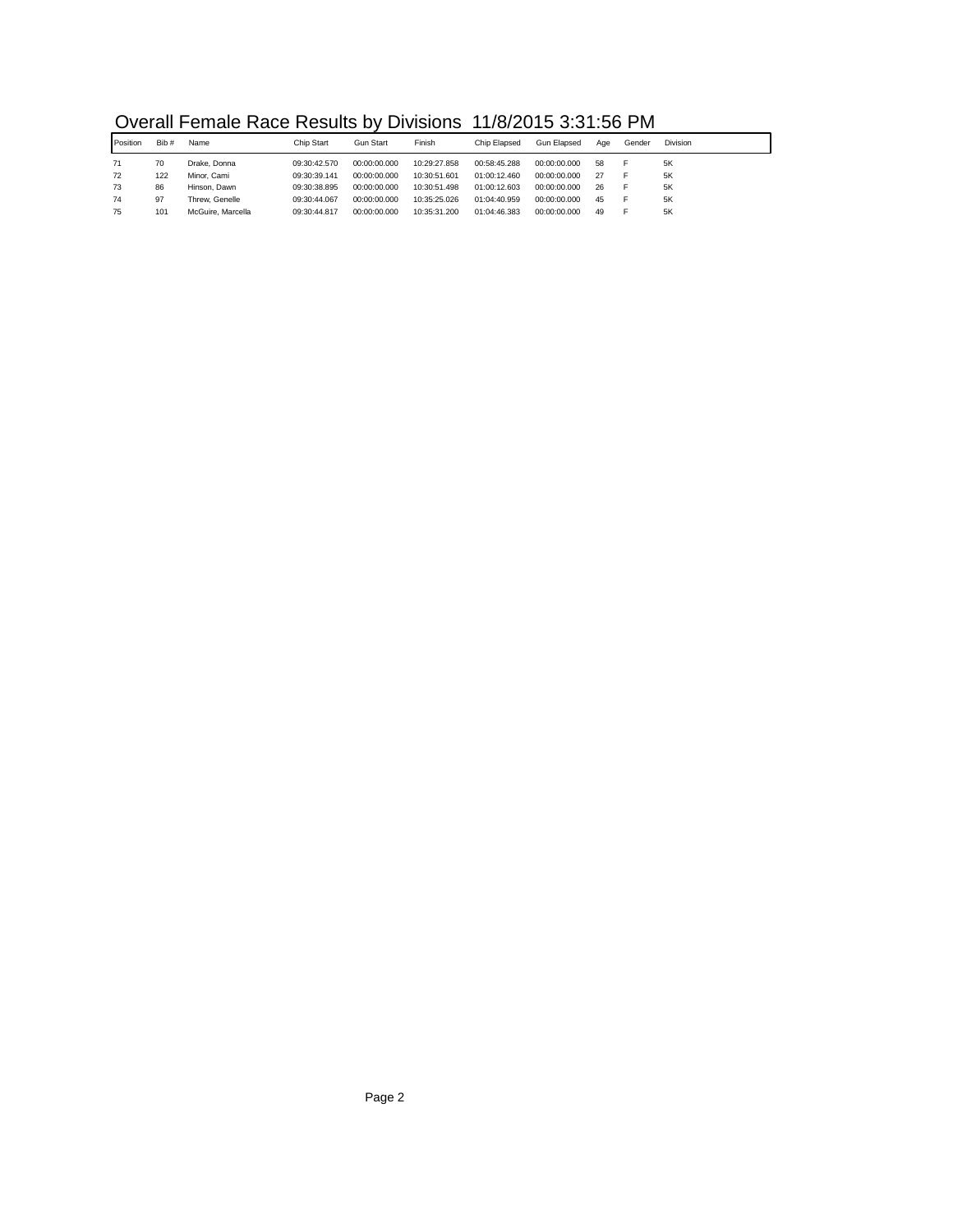# Overall Female Race Results by Divisions 11/8/2015 3:31:56 PM

| Position | Bib # | Name | Chip Start | Gun Start | Finish | Chip Elapsed | Gun Elapsed | Age | Gender | Division |
|---|---|---|---|---|---|---|---|---|---|---|
| 71 | 70 | Drake, Donna | 09:30:42.570 | 00:00:00.000 | 10:29:27.858 | 00:58:45.288 | 00:00:00.000 | 58 | F | 5K |
| 72 | 122 | Minor, Cami | 09:30:39.141 | 00:00:00.000 | 10:30:51.601 | 01:00:12.460 | 00:00:00.000 | 27 | F | 5K |
| 73 | 86 | Hinson, Dawn | 09:30:38.895 | 00:00:00.000 | 10:30:51.498 | 01:00:12.603 | 00:00:00.000 | 26 | F | 5K |
| 74 | 97 | Threw, Genelle | 09:30:44.067 | 00:00:00.000 | 10:35:25.026 | 01:04:40.959 | 00:00:00.000 | 45 | F | 5K |
| 75 | 101 | McGuire, Marcella | 09:30:44.817 | 00:00:00.000 | 10:35:31.200 | 01:04:46.383 | 00:00:00.000 | 49 | F | 5K |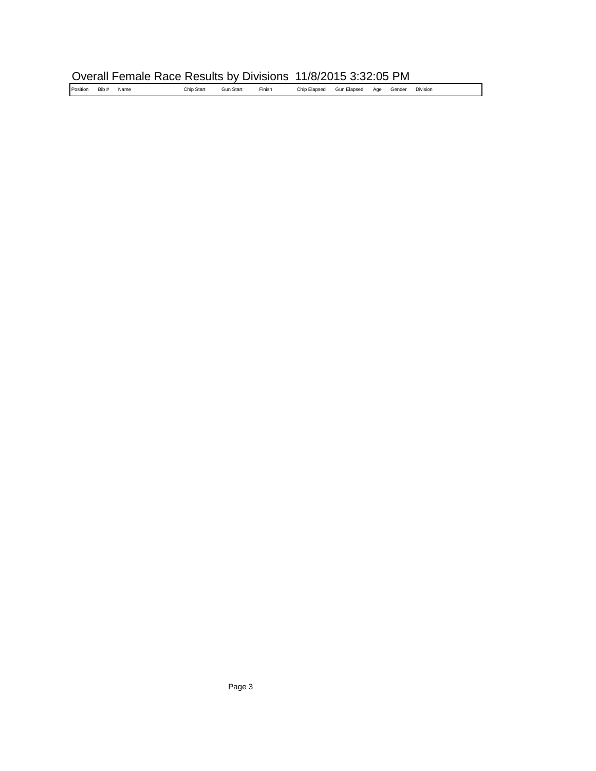# Overall Female Race Results by Divisions 11/8/2015 3:32:05 PM

| Position | Bib # | Name | Chip Start | Gun Start | Finish | Chip Elapsed | Gun Elapsed | Age | Gender | Division |
|---|---|---|---|---|---|---|---|---|---|---|